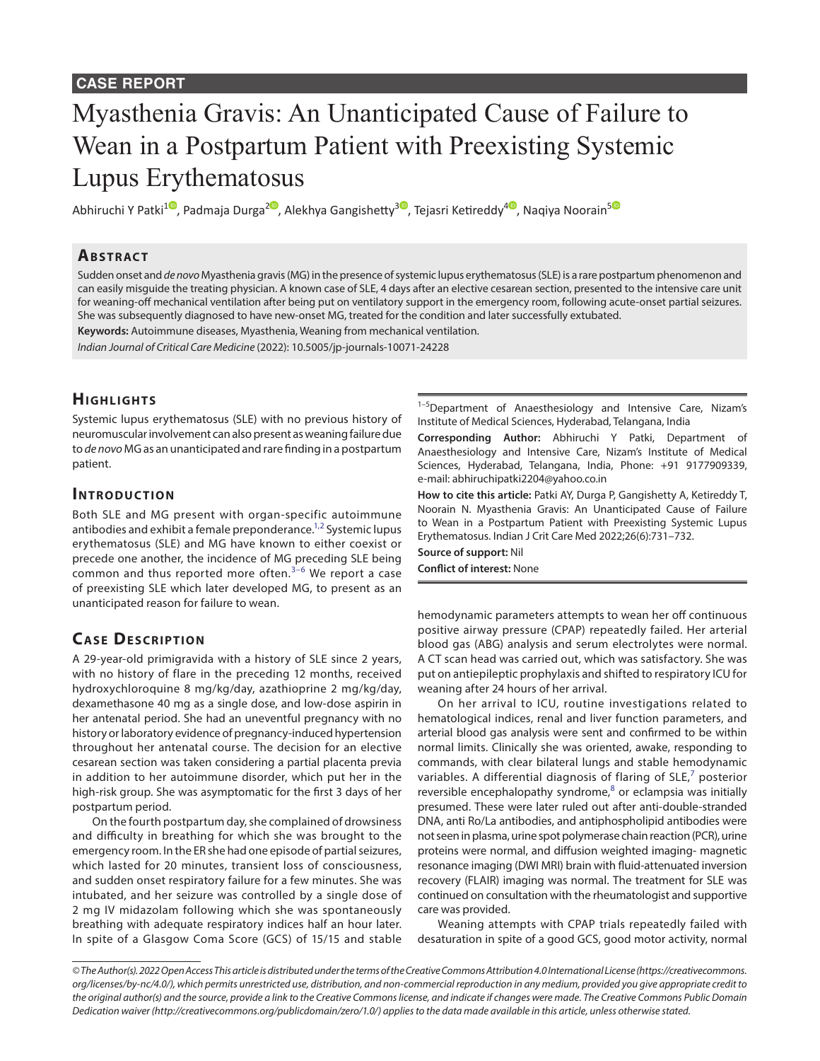CASE REPORT

# Myasthenia Gravis: An Unanticipated Cause of Failure to Wean in a Postpartum Patient with Preexisting Systemic Lupus Erythematosus

Abhiruchi Y Patki[1], Padmaja Durga[2], Alekhya Gangishetty[3], Tejasri Ketireddy[4], Naqiya Noorain[5]

## Abstract

Sudden onset and *de novo* Myasthenia gravis (MG) in the presence of systemic lupus erythematosus (SLE) is a rare postpartum phenomenon and can easily misguide the treating physician. A known case of SLE, 4 days after an elective cesarean section, presented to the intensive care unit for weaning-off mechanical ventilation after being put on ventilatory support in the emergency room, following acute-onset partial seizures. She was subsequently diagnosed to have new-onset MG, treated for the condition and later successfully extubated.

**Keywords:** Autoimmune diseases, Myasthenia, Weaning from mechanical ventilation.

*Indian Journal of Critical Care Medicine* (2022): 10.5005/jp-journals-10071-24228

## Highlights

Systemic lupus erythematosus (SLE) with no previous history of neuromuscular involvement can also present as weaning failure due to *de novo* MG as an unanticipated and rare finding in a postpartum patient.

[1–5]Department of Anaesthesiology and Intensive Care, Nizam's Institute of Medical Sciences, Hyderabad, Telangana, India

**Corresponding Author:** Abhiruchi Y Patki, Department of Anaesthesiology and Intensive Care, Nizam's Institute of Medical Sciences, Hyderabad, Telangana, India, Phone: +91 9177909339, e-mail: abhiruchipatki2204@yahoo.co.in

**How to cite this article:** Patki AY, Durga P, Gangishetty A, Ketireddy T, Noorain N. Myasthenia Gravis: An Unanticipated Cause of Failure to Wean in a Postpartum Patient with Preexisting Systemic Lupus Erythematosus. Indian J Crit Care Med 2022;26(6):731–732.

**Source of support:** Nil

**Conflict of interest:** None

## Introduction

Both SLE and MG present with organ-specific autoimmune antibodies and exhibit a female preponderance.[1,2] Systemic lupus erythematosus (SLE) and MG have known to either coexist or precede one another, the incidence of MG preceding SLE being common and thus reported more often.[3–6] We report a case of preexisting SLE which later developed MG, to present as an unanticipated reason for failure to wean.

## Case Description

A 29-year-old primigravida with a history of SLE since 2 years, with no history of flare in the preceding 12 months, received hydroxychloroquine 8 mg/kg/day, azathioprine 2 mg/kg/day, dexamethasone 40 mg as a single dose, and low-dose aspirin in her antenatal period. She had an uneventful pregnancy with no history or laboratory evidence of pregnancy-induced hypertension throughout her antenatal course. The decision for an elective cesarean section was taken considering a partial placenta previa in addition to her autoimmune disorder, which put her in the high-risk group. She was asymptomatic for the first 3 days of her postpartum period.

On the fourth postpartum day, she complained of drowsiness and difficulty in breathing for which she was brought to the emergency room. In the ER she had one episode of partial seizures, which lasted for 20 minutes, transient loss of consciousness, and sudden onset respiratory failure for a few minutes. She was intubated, and her seizure was controlled by a single dose of 2 mg IV midazolam following which she was spontaneously breathing with adequate respiratory indices half an hour later. In spite of a Glasgow Coma Score (GCS) of 15/15 and stable hemodynamic parameters attempts to wean her off continuous positive airway pressure (CPAP) repeatedly failed. Her arterial blood gas (ABG) analysis and serum electrolytes were normal. A CT scan head was carried out, which was satisfactory. She was put on antiepileptic prophylaxis and shifted to respiratory ICU for weaning after 24 hours of her arrival.

On her arrival to ICU, routine investigations related to hematological indices, renal and liver function parameters, and arterial blood gas analysis were sent and confirmed to be within normal limits. Clinically she was oriented, awake, responding to commands, with clear bilateral lungs and stable hemodynamic variables. A differential diagnosis of flaring of SLE,[7] posterior reversible encephalopathy syndrome,[8] or eclampsia was initially presumed. These were later ruled out after anti-double-stranded DNA, anti Ro/La antibodies, and antiphospholipid antibodies were not seen in plasma, urine spot polymerase chain reaction (PCR), urine proteins were normal, and diffusion weighted imaging- magnetic resonance imaging (DWI MRI) brain with fluid-attenuated inversion recovery (FLAIR) imaging was normal. The treatment for SLE was continued on consultation with the rheumatologist and supportive care was provided.

Weaning attempts with CPAP trials repeatedly failed with desaturation in spite of a good GCS, good motor activity, normal

*© The Author(s). 2022 Open Access This article is distributed under the terms of the Creative Commons Attribution 4.0 International License (https://creativecommons.org/licenses/by-nc/4.0/), which permits unrestricted use, distribution, and non-commercial reproduction in any medium, provided you give appropriate credit to the original author(s) and the source, provide a link to the Creative Commons license, and indicate if changes were made. The Creative Commons Public Domain Dedication waiver (http://creativecommons.org/publicdomain/zero/1.0/) applies to the data made available in this article, unless otherwise stated.*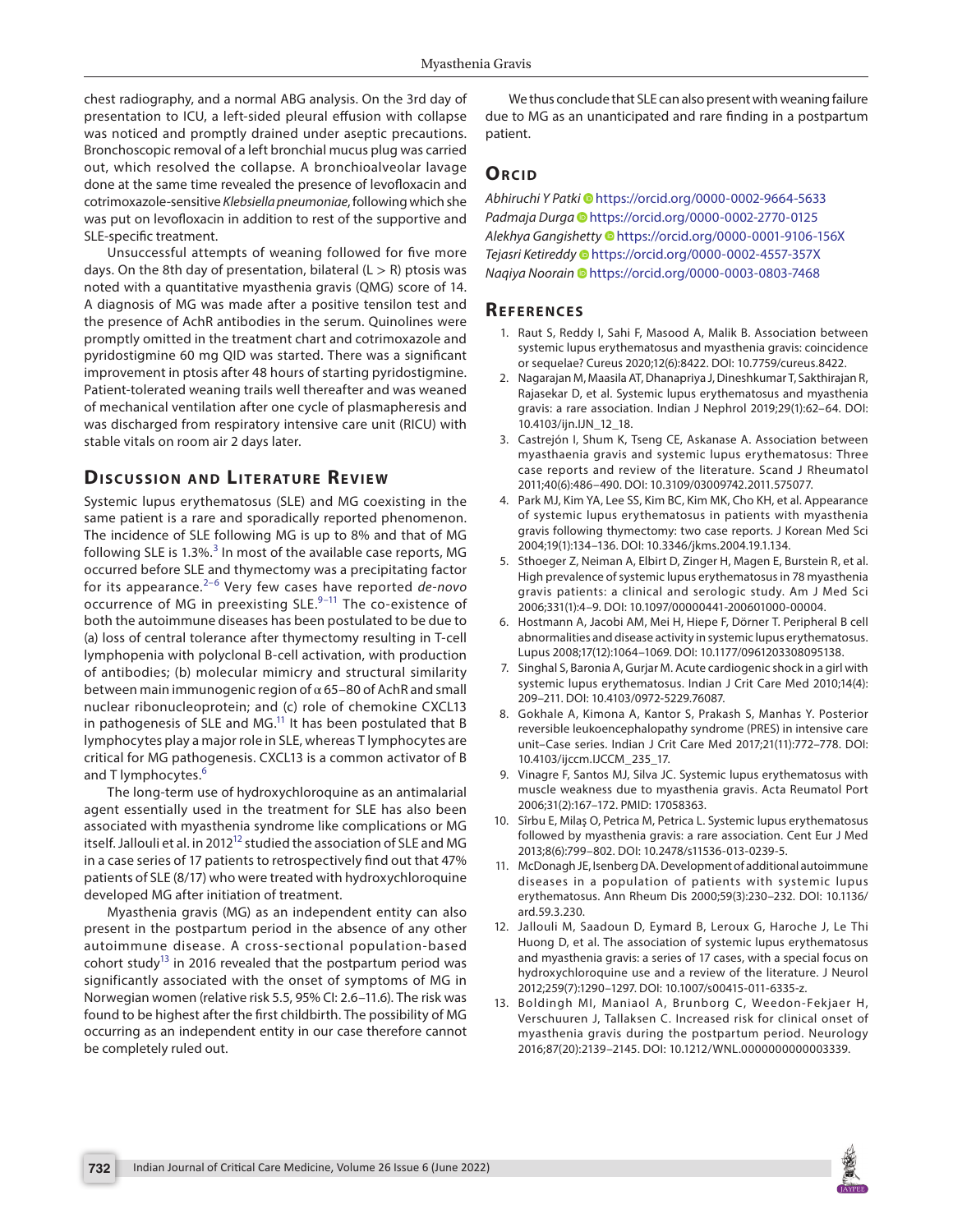chest radiography, and a normal ABG analysis. On the 3rd day of presentation to ICU, a left-sided pleural effusion with collapse was noticed and promptly drained under aseptic precautions. Bronchoscopic removal of a left bronchial mucus plug was carried out, which resolved the collapse. A bronchioalveolar lavage done at the same time revealed the presence of levofloxacin and cotrimoxazole-sensitive *Klebsiella pneumoniae*, following which she was put on levofloxacin in addition to rest of the supportive and SLE-specific treatment.

Unsuccessful attempts of weaning followed for five more days. On the 8th day of presentation, bilateral (L > R) ptosis was noted with a quantitative myasthenia gravis (QMG) score of 14. A diagnosis of MG was made after a positive tensilon test and the presence of AchR antibodies in the serum. Quinolines were promptly omitted in the treatment chart and cotrimoxazole and pyridostigmine 60 mg QID was started. There was a significant improvement in ptosis after 48 hours of starting pyridostigmine. Patient-tolerated weaning trails well thereafter and was weaned of mechanical ventilation after one cycle of plasmapheresis and was discharged from respiratory intensive care unit (RICU) with stable vitals on room air 2 days later.

## Discussion and Literature Review

Systemic lupus erythematosus (SLE) and MG coexisting in the same patient is a rare and sporadically reported phenomenon. The incidence of SLE following MG is up to 8% and that of MG following SLE is 1.3%.[3] In most of the available case reports, MG occurred before SLE and thymectomy was a precipitating factor for its appearance.[2–6] Very few cases have reported *de-novo* occurrence of MG in preexisting SLE.[9–11] The co-existence of both the autoimmune diseases has been postulated to be due to (a) loss of central tolerance after thymectomy resulting in T-cell lymphopenia with polyclonal B-cell activation, with production of antibodies; (b) molecular mimicry and structural similarity between main immunogenic region of α 65–80 of AchR and small nuclear ribonucleoprotein; and (c) role of chemokine CXCL13 in pathogenesis of SLE and MG.[11] It has been postulated that B lymphocytes play a major role in SLE, whereas T lymphocytes are critical for MG pathogenesis. CXCL13 is a common activator of B and T lymphocytes.[6]

The long-term use of hydroxychloroquine as an antimalarial agent essentially used in the treatment for SLE has also been associated with myasthenia syndrome like complications or MG itself. Jallouli et al. in 2012[12] studied the association of SLE and MG in a case series of 17 patients to retrospectively find out that 47% patients of SLE (8/17) who were treated with hydroxychloroquine developed MG after initiation of treatment.

Myasthenia gravis (MG) as an independent entity can also present in the postpartum period in the absence of any other autoimmune disease. A cross-sectional population-based cohort study[13] in 2016 revealed that the postpartum period was significantly associated with the onset of symptoms of MG in Norwegian women (relative risk 5.5, 95% CI: 2.6–11.6). The risk was found to be highest after the first childbirth. The possibility of MG occurring as an independent entity in our case therefore cannot be completely ruled out.

We thus conclude that SLE can also present with weaning failure due to MG as an unanticipated and rare finding in a postpartum patient.

## Orcid

*Abhiruchi Y Patki* https://orcid.org/0000-0002-9664-5633
*Padmaja Durga* https://orcid.org/0000-0002-2770-0125
*Alekhya Gangishetty* https://orcid.org/0000-0001-9106-156X
*Tejasri Ketireddy* https://orcid.org/0000-0002-4557-357X
*Naqiya Noorain* https://orcid.org/0000-0003-0803-7468

## References

1. Raut S, Reddy I, Sahi F, Masood A, Malik B. Association between systemic lupus erythematosus and myasthenia gravis: coincidence or sequelae? Cureus 2020;12(6):8422. DOI: 10.7759/cureus.8422.
2. Nagarajan M, Maasila AT, Dhanapriya J, Dineshkumar T, Sakthirajan R, Rajasekar D, et al. Systemic lupus erythematosus and myasthenia gravis: a rare association. Indian J Nephrol 2019;29(1):62–64. DOI: 10.4103/ijn.IJN_12_18.
3. Castrejón I, Shum K, Tseng CE, Askanase A. Association between myasthaenia gravis and systemic lupus erythematosus: Three case reports and review of the literature. Scand J Rheumatol 2011;40(6):486–490. DOI: 10.3109/03009742.2011.575077.
4. Park MJ, Kim YA, Lee SS, Kim BC, Kim MK, Cho KH, et al. Appearance of systemic lupus erythematosus in patients with myasthenia gravis following thymectomy: two case reports. J Korean Med Sci 2004;19(1):134–136. DOI: 10.3346/jkms.2004.19.1.134.
5. Sthoeger Z, Neiman A, Elbirt D, Zinger H, Magen E, Burstein R, et al. High prevalence of systemic lupus erythematosus in 78 myasthenia gravis patients: a clinical and serologic study. Am J Med Sci 2006;331(1):4–9. DOI: 10.1097/00000441-200601000-00004.
6. Hostmann A, Jacobi AM, Mei H, Hiepe F, Dörner T. Peripheral B cell abnormalities and disease activity in systemic lupus erythematosus. Lupus 2008;17(12):1064–1069. DOI: 10.1177/0961203308095138.
7. Singhal S, Baronia A, Gurjar M. Acute cardiogenic shock in a girl with systemic lupus erythematosus. Indian J Crit Care Med 2010;14(4):209–211. DOI: 10.4103/0972-5229.76087.
8. Gokhale A, Kimona A, Kantor S, Prakash S, Manhas Y. Posterior reversible leukoencephalopathy syndrome (PRES) in intensive care unit–Case series. Indian J Crit Care Med 2017;21(11):772–778. DOI: 10.4103/ijccm.IJCCM_235_17.
9. Vinagre F, Santos MJ, Silva JC. Systemic lupus erythematosus with muscle weakness due to myasthenia gravis. Acta Reumatol Port 2006;31(2):167–172. PMID: 17058363.
10. Sîrbu E, Milaş O, Petrica M, Petrica L. Systemic lupus erythematosus followed by myasthenia gravis: a rare association. Cent Eur J Med 2013;8(6):799–802. DOI: 10.2478/s11536-013-0239-5.
11. McDonagh JE, Isenberg DA. Development of additional autoimmune diseases in a population of patients with systemic lupus erythematosus. Ann Rheum Dis 2000;59(3):230–232. DOI: 10.1136/ard.59.3.230.
12. Jallouli M, Saadoun D, Eymard B, Leroux G, Haroche J, Le Thi Huong D, et al. The association of systemic lupus erythematosus and myasthenia gravis: a series of 17 cases, with a special focus on hydroxychloroquine use and a review of the literature. J Neurol 2012;259(7):1290–1297. DOI: 10.1007/s00415-011-6335-z.
13. Boldingh MI, Maniaol A, Brunborg C, Weedon-Fekjaer H, Verschuuren J, Tallaksen C. Increased risk for clinical onset of myasthenia gravis during the postpartum period. Neurology 2016;87(20):2139–2145. DOI: 10.1212/WNL.0000000000003339.